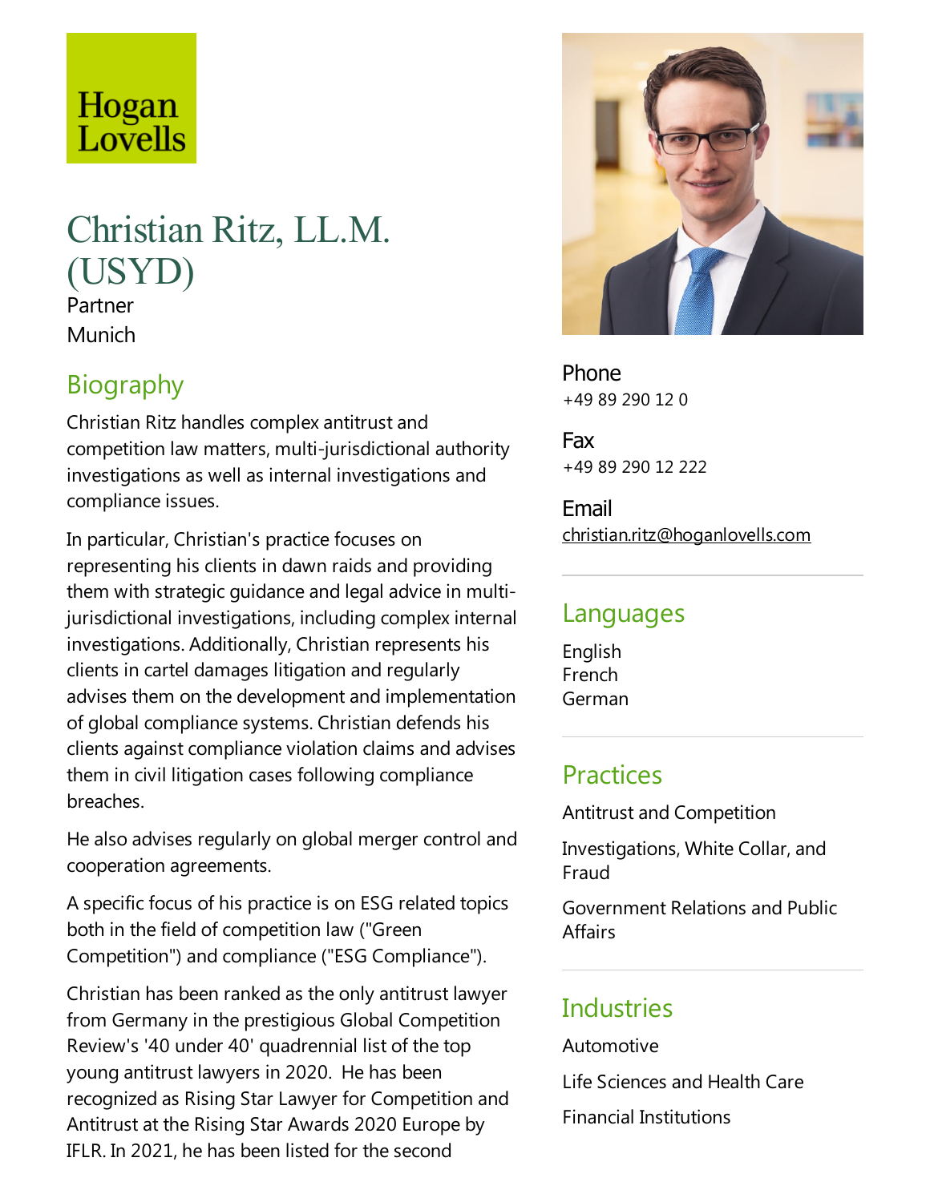Hogan Lovells

# Christian Ritz, LL.M. (USYD)

Partner
Munich

## Biography

Christian Ritz handles complex antitrust and competition law matters, multi-jurisdictional authority investigations as well as internal investigations and compliance issues.

In particular, Christian's practice focuses on representing his clients in dawn raids and providing them with strategic guidance and legal advice in multi-jurisdictional investigations, including complex internal investigations. Additionally, Christian represents his clients in cartel damages litigation and regularly advises them on the development and implementation of global compliance systems. Christian defends his clients against compliance violation claims and advises them in civil litigation cases following compliance breaches.

He also advises regularly on global merger control and cooperation agreements.

A specific focus of his practice is on ESG related topics both in the field of competition law ("Green Competition") and compliance ("ESG Compliance").

Christian has been ranked as the only antitrust lawyer from Germany in the prestigious Global Competition Review's '40 under 40' quadrennial list of the top young antitrust lawyers in 2020. He has been recognized as Rising Star Lawyer for Competition and Antitrust at the Rising Star Awards 2020 Europe by IFLR. In 2021, he has been listed for the second

Phone
+49 89 290 12 0

Fax
+49 89 290 12 222

Email
christian.ritz@hoganlovells.com

## Languages

English
French
German

## Practices

Antitrust and Competition

Investigations, White Collar, and Fraud

Government Relations and Public Affairs

## Industries

Automotive

Life Sciences and Health Care

Financial Institutions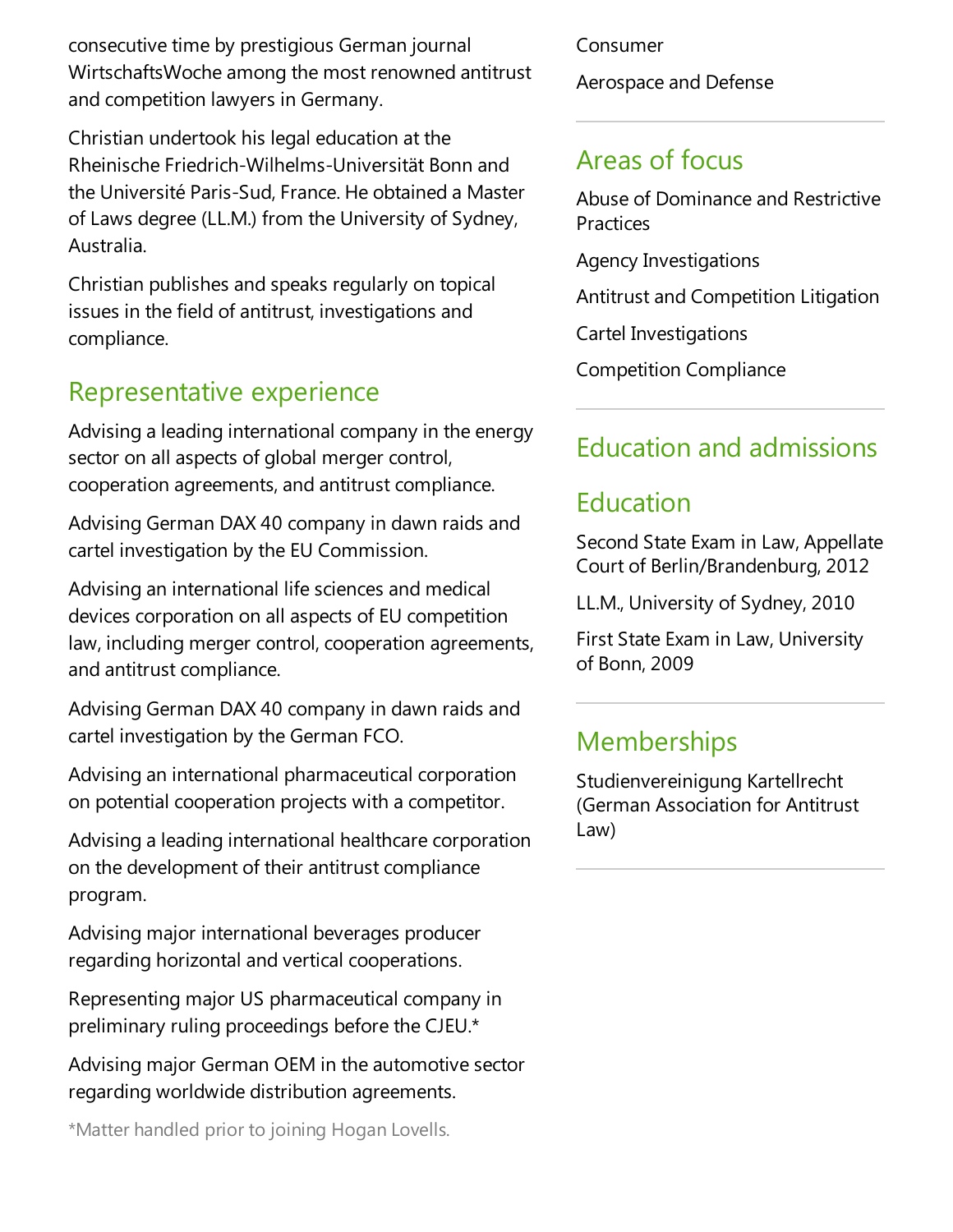consecutive time by prestigious German journal WirtschaftsWoche among the most renowned antitrust and competition lawyers in Germany.

Christian undertook his legal education at the Rheinische Friedrich-Wilhelms-Universität Bonn and the Université Paris-Sud, France. He obtained a Master of Laws degree (LL.M.) from the University of Sydney, Australia.

Christian publishes and speaks regularly on topical issues in the field of antitrust, investigations and compliance.

## Representative experience

Advising a leading international company in the energy sector on all aspects of global merger control, cooperation agreements, and antitrust compliance.

Advising German DAX 40 company in dawn raids and cartel investigation by the EU Commission.

Advising an international life sciences and medical devices corporation on all aspects of EU competition law, including merger control, cooperation agreements, and antitrust compliance.

Advising German DAX 40 company in dawn raids and cartel investigation by the German FCO.

Advising an international pharmaceutical corporation on potential cooperation projects with a competitor.

Advising a leading international healthcare corporation on the development of their antitrust compliance program.

Advising major international beverages producer regarding horizontal and vertical cooperations.

Representing major US pharmaceutical company in preliminary ruling proceedings before the CJEU.*

Advising major German OEM in the automotive sector regarding worldwide distribution agreements.

*Matter handled prior to joining Hogan Lovells.

Consumer

Aerospace and Defense

## Areas of focus

Abuse of Dominance and Restrictive Practices

Agency Investigations

Antitrust and Competition Litigation

Cartel Investigations

Competition Compliance

## Education and admissions

## Education

Second State Exam in Law, Appellate Court of Berlin/Brandenburg, 2012

LL.M., University of Sydney, 2010

First State Exam in Law, University of Bonn, 2009

## Memberships

Studienvereinigung Kartellrecht (German Association for Antitrust Law)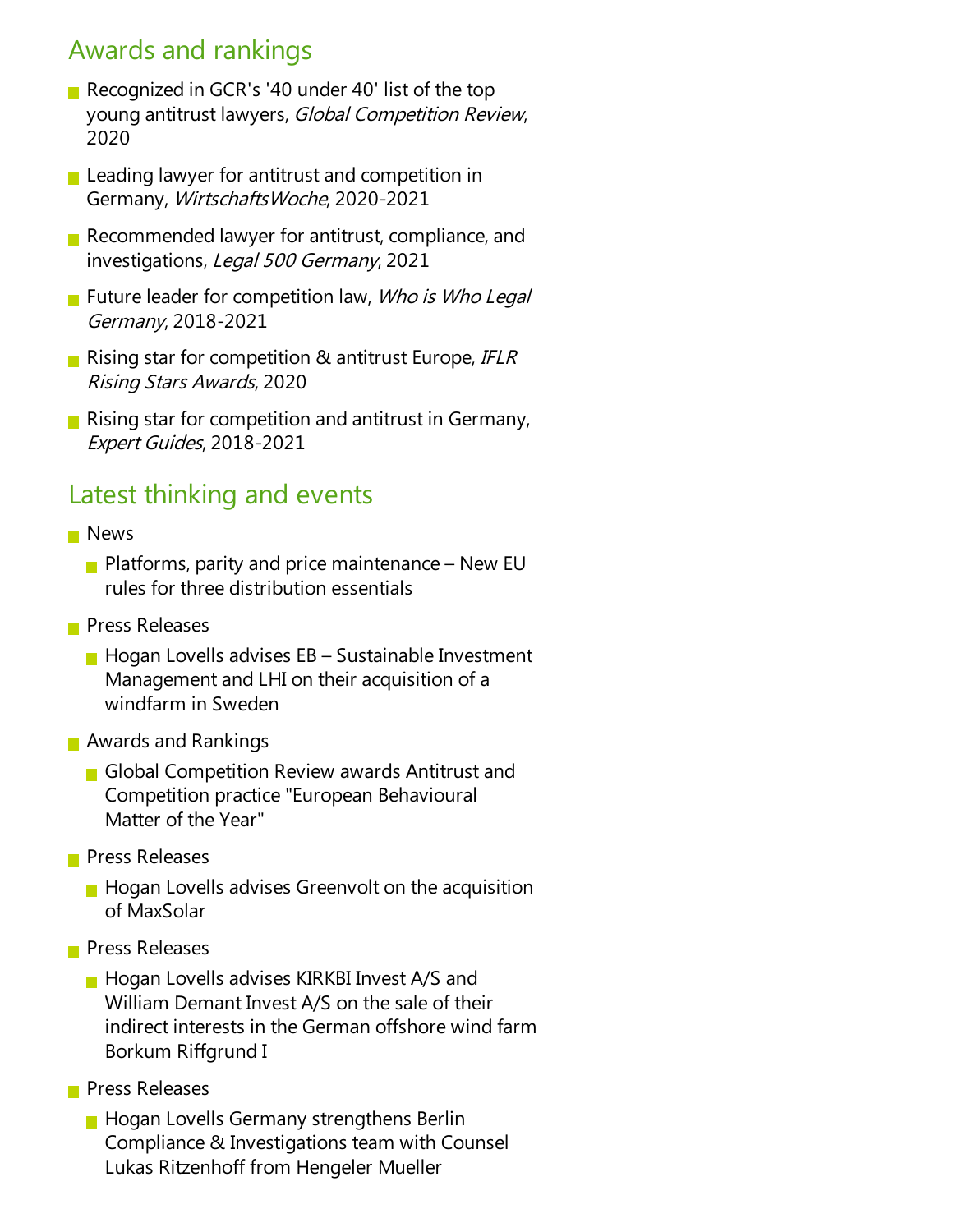## Awards and rankings

- Recognized in GCR's '40 under 40' list of the top young antitrust lawyers, *Global Competition Review*, 2020
- Leading lawyer for antitrust and competition in Germany, *WirtschaftsWoche*, 2020-2021
- Recommended lawyer for antitrust, compliance, and investigations, *Legal 500 Germany*, 2021
- Future leader for competition law, *Who is Who Legal Germany*, 2018-2021
- Rising star for competition & antitrust Europe, *IFLR Rising Stars Awards*, 2020
- Rising star for competition and antitrust in Germany, *Expert Guides*, 2018-2021

## Latest thinking and events

- News
  - Platforms, parity and price maintenance – New EU rules for three distribution essentials
- Press Releases
  - Hogan Lovells advises EB – Sustainable Investment Management and LHI on their acquisition of a windfarm in Sweden
- Awards and Rankings
  - Global Competition Review awards Antitrust and Competition practice "European Behavioural Matter of the Year"
- Press Releases
  - Hogan Lovells advises Greenvolt on the acquisition of MaxSolar
- Press Releases
  - Hogan Lovells advises KIRKBI Invest A/S and William Demant Invest A/S on the sale of their indirect interests in the German offshore wind farm Borkum Riffgrund I
- Press Releases
  - Hogan Lovells Germany strengthens Berlin Compliance & Investigations team with Counsel Lukas Ritzenhoff from Hengeler Mueller